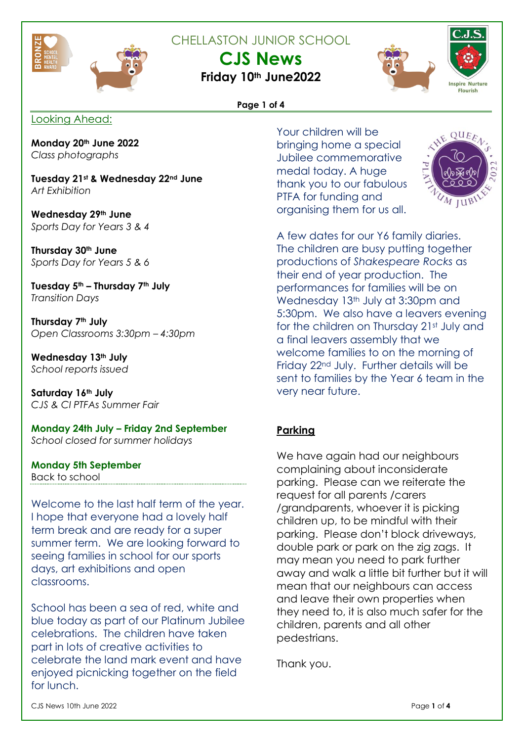CHELLASTON JUNIOR SCHOOL

# CJS News

**Friday 10th June2022**

## Looking Ahead:

**Monday 20th June 2022**
*Class photographs*

**Tuesday 21st & Wednesday 22nd June**
*Art Exhibition*

**Wednesday 29th June**
*Sports Day for Years 3 & 4*

**Thursday 30th June**
*Sports Day for Years 5 & 6*

**Tuesday 5th – Thursday 7th July**
*Transition Days*

**Thursday 7th July**
*Open Classrooms 3:30pm – 4:30pm*

**Wednesday 13th July**
*School reports issued*

**Saturday 16th July**
*CJS & CI PTFAs Summer Fair*

**Monday 24th July – Friday 2nd September**
*School closed for summer holidays*

**Monday 5th September**
Back to school

Welcome to the last half term of the year. I hope that everyone had a lovely half term break and are ready for a super summer term. We are looking forward to seeing families in school for our sports days, art exhibitions and open classrooms.

School has been a sea of red, white and blue today as part of our Platinum Jubilee celebrations. The children have taken part in lots of creative activities to celebrate the land mark event and have enjoyed picnicking together on the field for lunch.

Your children will be bringing home a special Jubilee commemorative medal today. A huge thank you to our fabulous PTFA for funding and organising them for us all.

A few dates for our Y6 family diaries. The children are busy putting together productions of *Shakespeare Rocks* as their end of year production. The performances for families will be on Wednesday 13th July at 3:30pm and 5:30pm. We also have a leavers evening for the children on Thursday 21st July and a final leavers assembly that we welcome families to on the morning of Friday 22nd July. Further details will be sent to families by the Year 6 team in the very near future.

## Parking

We have again had our neighbours complaining about inconsiderate parking. Please can we reiterate the request for all parents /carers /grandparents, whoever it is picking children up, to be mindful with their parking. Please don't block driveways, double park or park on the zig zags. It may mean you need to park further away and walk a little bit further but it will mean that our neighbours can access and leave their own properties when they need to, it is also much safer for the children, parents and all other pedestrians.

Thank you.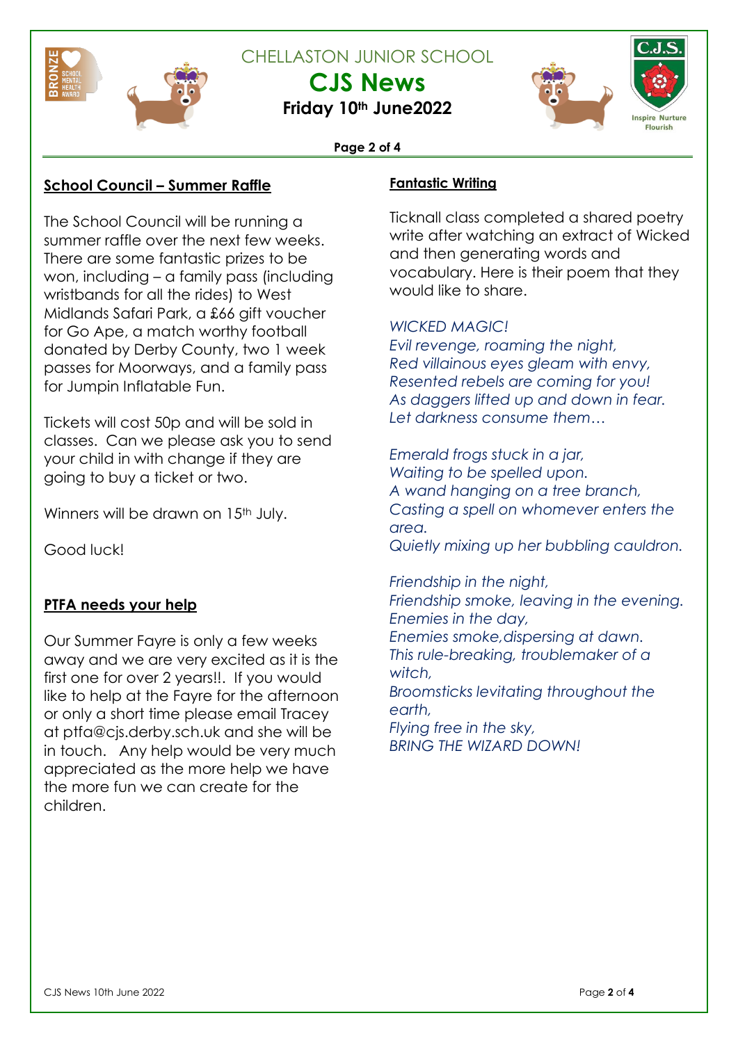# CHELLASTON JUNIOR SCHOOL

## CJS News

**Friday 10th June2022**

## School Council – Summer Raffle

The School Council will be running a summer raffle over the next few weeks. There are some fantastic prizes to be won, including – a family pass (including wristbands for all the rides) to West Midlands Safari Park, a £66 gift voucher for Go Ape, a match worthy football donated by Derby County, two 1 week passes for Moorways, and a family pass for Jumpin Inflatable Fun.

Tickets will cost 50p and will be sold in classes. Can we please ask you to send your child in with change if they are going to buy a ticket or two.

Winners will be drawn on 15th July.

Good luck!

## PTFA needs your help

Our Summer Fayre is only a few weeks away and we are very excited as it is the first one for over 2 years!!. If you would like to help at the Fayre for the afternoon or only a short time please email Tracey at ptfa@cjs.derby.sch.uk and she will be in touch. Any help would be very much appreciated as the more help we have the more fun we can create for the children.

## Fantastic Writing

Ticknall class completed a shared poetry write after watching an extract of Wicked and then generating words and vocabulary. Here is their poem that they would like to share.

*WICKED MAGIC!*
*Evil revenge, roaming the night,*
*Red villainous eyes gleam with envy,*
*Resented rebels are coming for you!*
*As daggers lifted up and down in fear.*
*Let darkness consume them…*

*Emerald frogs stuck in a jar,*
*Waiting to be spelled upon.*
*A wand hanging on a tree branch,*
*Casting a spell on whomever enters the area.*
*Quietly mixing up her bubbling cauldron.*

*Friendship in the night,*
*Friendship smoke, leaving in the evening.*
*Enemies in the day,*
*Enemies smoke,dispersing at dawn.*
*This rule-breaking, troublemaker of a witch,*
*Broomsticks levitating throughout the earth,*
*Flying free in the sky,*
*BRING THE WIZARD DOWN!*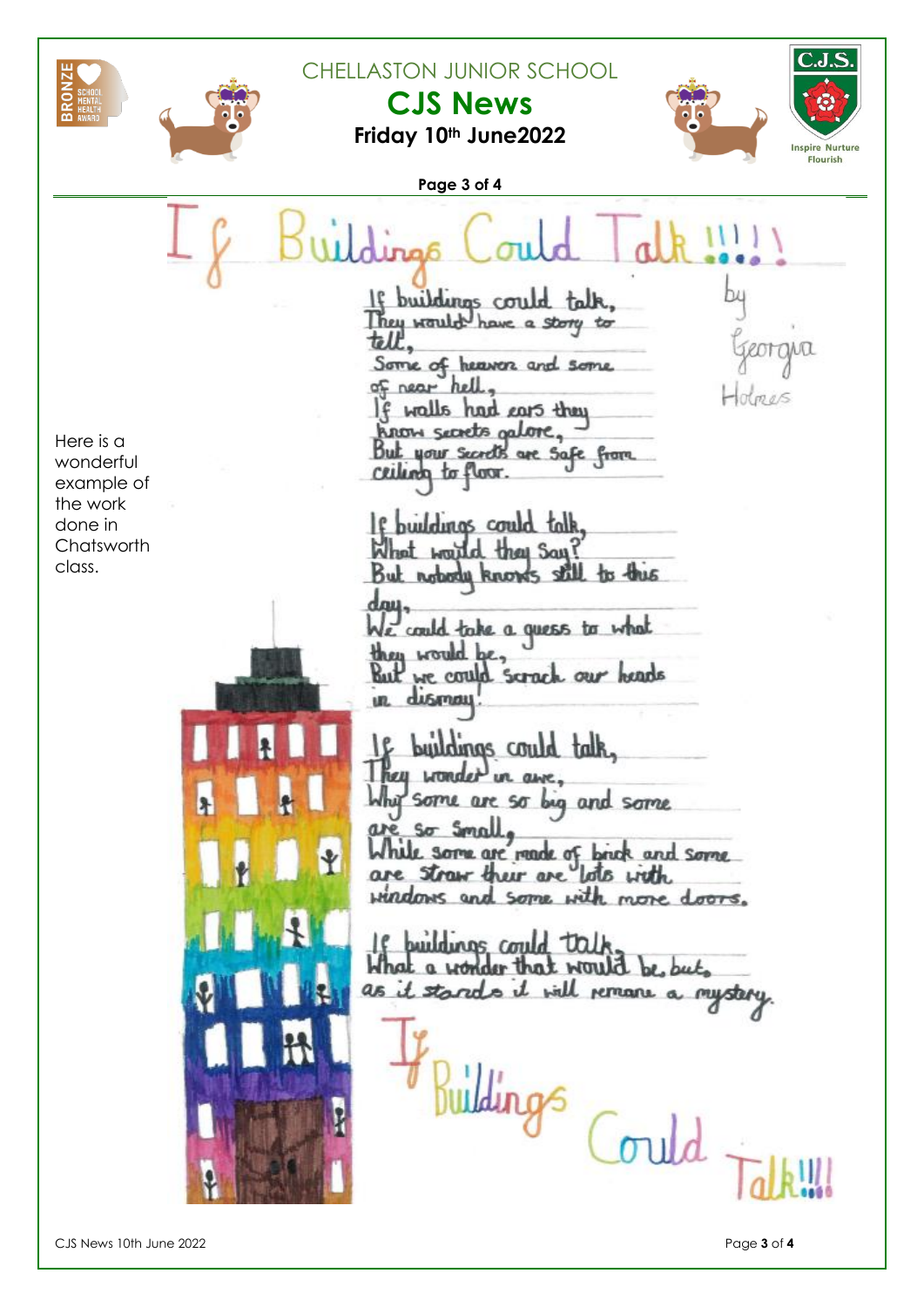Here is a wonderful example of the work done in Chatsworth class.

# If Buildings Could Talk!!!!

by Georgia Holmes

If buildings could talk,
They would have a story to tell,
Some of heaven and some of near hell,
If walls had ears they know secrets galore,
But your secrets are safe from ceiling to floor.

If buildings could talk,
What would they say?
But nobody knows still to this day,
We could take a guess to what they would be,
But we could scrach our heads in dismay!

If buildings could talk,
They wonder in awe,
Why some are so big and some are so small,
While some are made of brick and some are straw their are lots with windows and some with more doors.

If buildings could talk,
What a wonder that would be, but,
as it stands it will remane a mystery.

If Buildings Could Talk!!!!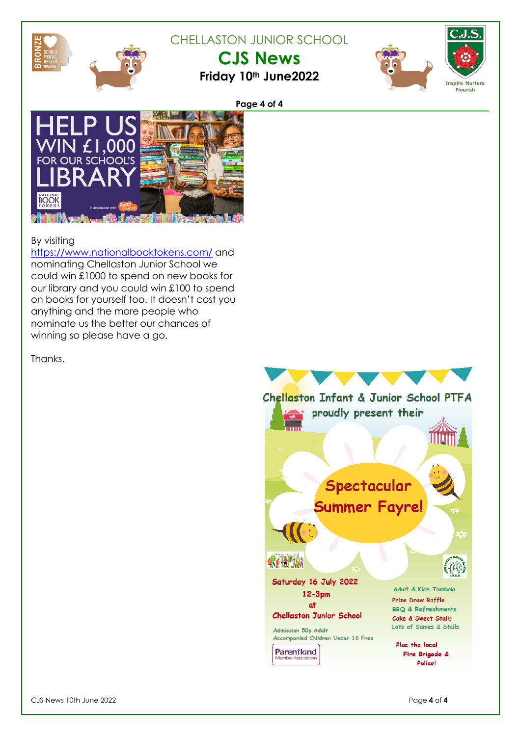# CHELLASTON JUNIOR SCHOOL

## CJS News

### Friday 10th June2022

HELP US WIN £1,000 FOR OUR SCHOOL'S LIBRARY

By visiting https://www.nationalbooktokens.com/ and nominating Chellaston Junior School we could win £1000 to spend on new books for our library and you could win £100 to spend on books for yourself too. It doesn't cost you anything and the more people who nominate us the better our chances of winning so please have a go.

Thanks.

Chellaston Infant & Junior School PTFA proudly present their

**Spectacular Summer Fayre!**

Saturday 16 July 2022
12-3pm
at
Chellaston Junior School

Admission 50p Adult
Accompanied Children Under 16 Free

- Adult & Kids Tombola
- Prize Draw Raffle
- BBQ & Refreshments
- Cake & Sweet Stalls
- Lots of Games & Stalls

Plus the local Fire Brigade & Police!